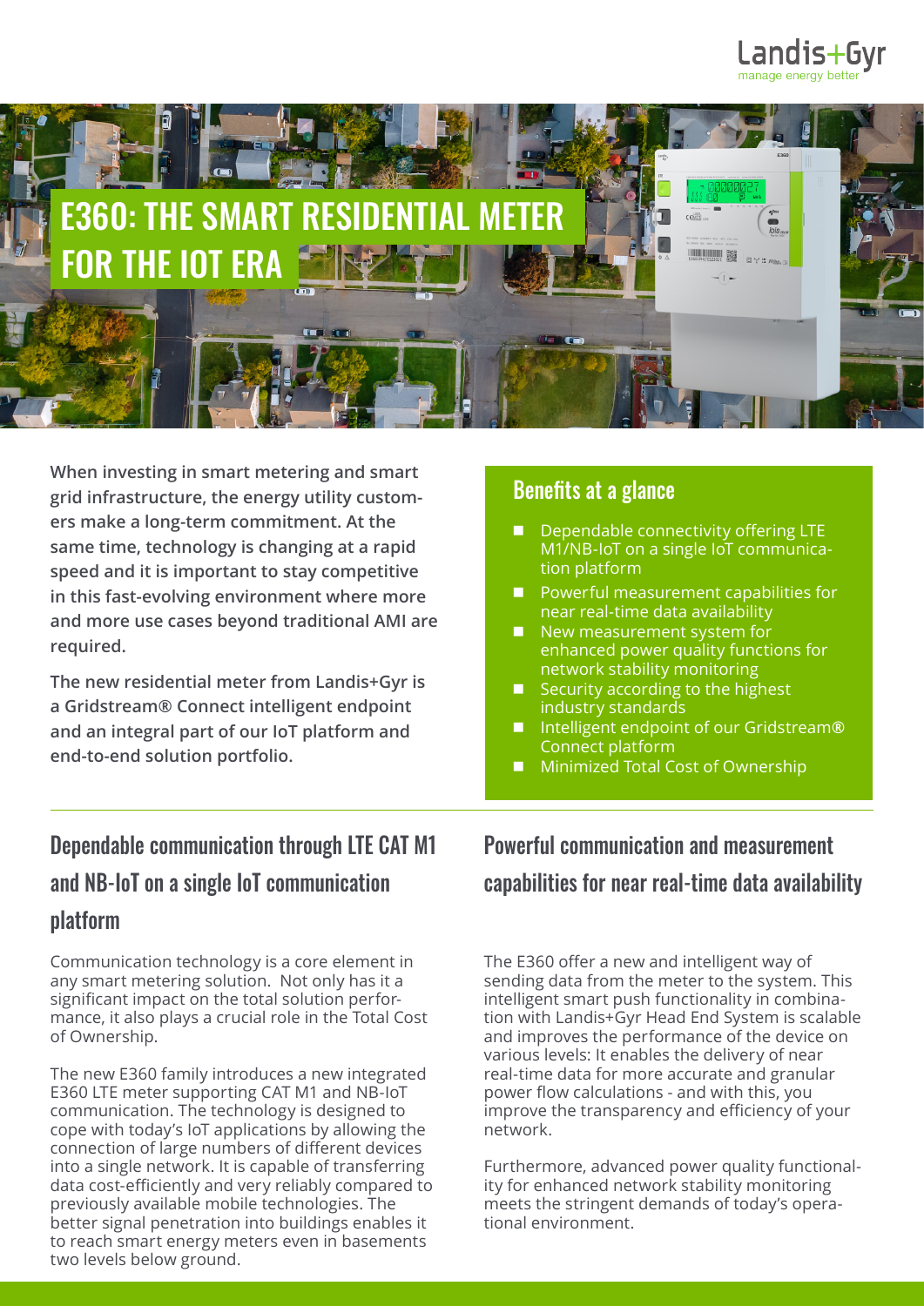# E360: THE SMART RESIDENTIAL METER FOR THE IOT ERA

**When investing in smart metering and smart grid infrastructure, the energy utility customers make a long-term commitment. At the same time, technology is changing at a rapid speed and it is important to stay competitive in this fast-evolving environment where more and more use cases beyond traditional AMI are required.**

**The new residential meter from Landis+Gyr is a Gridstream® Connect intelligent endpoint and an integral part of our IoT platform and end-to-end solution portfolio.**

## Benefits at a glance

- Dependable connectivity offering LTE M1/NB-IoT on a single IoT communication platform
- Powerful measurement capabilities for near real-time data availability
- New measurement system for enhanced power quality functions for network stability monitoring
- Security according to the highest industry standards
- Intelligent endpoint of our Gridstream® Connect platform
- Minimized Total Cost of Ownership

## Dependable communication through LTE CAT M1 and NB-IoT on a single IoT communication platform

Communication technology is a core element in any smart metering solution. Not only has it a significant impact on the total solution performance, it also plays a crucial role in the Total Cost of Ownership.

The new E360 family introduces a new integrated E360 LTE meter supporting CAT M1 and NB-IoT communication. The technology is designed to cope with today's IoT applications by allowing the connection of large numbers of different devices into a single network. It is capable of transferring data cost-efficiently and very reliably compared to previously available mobile technologies. The better signal penetration into buildings enables it to reach smart energy meters even in basements two levels below ground.

## Powerful communication and measurement capabilities for near real-time data availability

The E360 offer a new and intelligent way of sending data from the meter to the system. This intelligent smart push functionality in combination with Landis+Gyr Head End System is scalable and improves the performance of the device on various levels: It enables the delivery of near real-time data for more accurate and granular power flow calculations - and with this, you improve the transparency and efficiency of your network.

Furthermore, advanced power quality functionality for enhanced network stability monitoring meets the stringent demands of today's operational environment.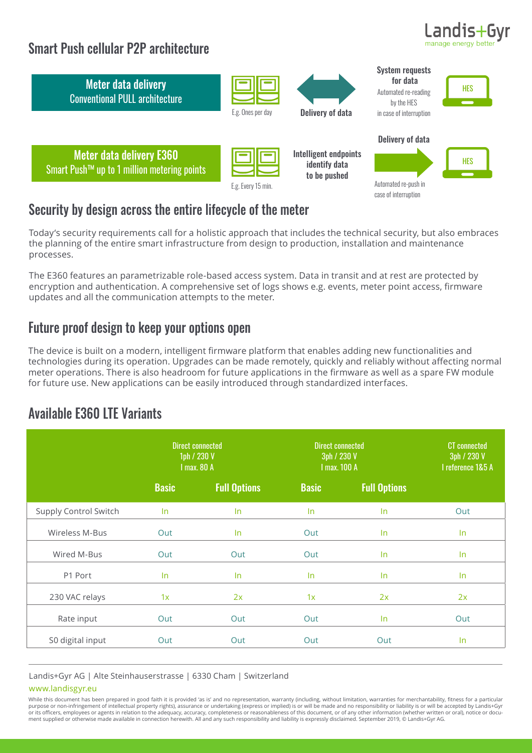## Smart Push cellular P2P architecture

**Meter data delivery**
Conventional PULL architecture

E.g. Ones per day

**Delivery of data**

**System requests for data**
Automated re-reading by the HES in case of interruption

HES

**Meter data delivery E360**
Smart Push™ up to 1 million metering points

E.g. Every 15 min.

**Intelligent endpoints identify data to be pushed**

**Delivery of data**

Automated re-push in case of interruption

HES

## Security by design across the entire lifecycle of the meter

Today's security requirements call for a holistic approach that includes the technical security, but also embraces the planning of the entire smart infrastructure from design to production, installation and maintenance processes.

The E360 features an parametrizable role-based access system. Data in transit and at rest are protected by encryption and authentication. A comprehensive set of logs shows e.g. events, meter point access, firmware updates and all the communication attempts to the meter.

## Future proof design to keep your options open

The device is built on a modern, intelligent firmware platform that enables adding new functionalities and technologies during its operation. Upgrades can be made remotely, quickly and reliably without affecting normal meter operations. There is also headroom for future applications in the firmware as well as a spare FW module for future use. New applications can be easily introduced through standardized interfaces.

## Available E360 LTE Variants

| | Direct connected 1ph / 230 V I max. 80 A | | Direct connected 3ph / 230 V I max. 100 A | | CT connected 3ph / 230 V I reference 1&5 A |
|---|---|---|---|---|---|
| | **Basic** | **Full Options** | **Basic** | **Full Options** | |
| Supply Control Switch | In | In | In | In | Out |
| Wireless M-Bus | Out | In | Out | In | In |
| Wired M-Bus | Out | Out | Out | In | In |
| P1 Port | In | In | In | In | In |
| 230 VAC relays | 1x | 2x | 1x | 2x | 2x |
| Rate input | Out | Out | Out | In | Out |
| S0 digital input | Out | Out | Out | Out | In |

Landis+Gyr AG | Alte Steinhauserstrasse | 6330 Cham | Switzerland

www.landisgyr.eu

While this document has been prepared in good faith it is provided 'as is' and no representation, warranty (including, without limitation, warranties for merchantability, fitness for a particular purpose or non-infringement of intellectual property rights), assurance or undertaking (express or implied) is or will be made and no responsibility or liability is or will be accepted by Landis+Gyr or its officers, employees or agents in relation to the adequacy, accuracy, completeness or reasonableness of this document, or of any other information (whether written or oral), notice or document supplied or otherwise made available in connection herewith. All and any such responsibility and liability is expressly disclaimed. September 2019, © Landis+Gyr AG.